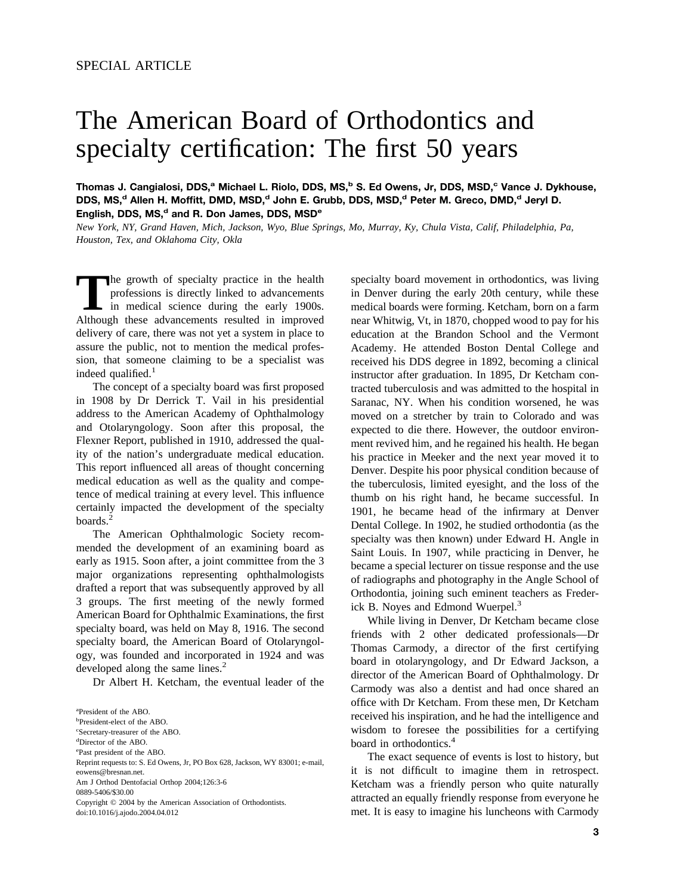SPECIAL ARTICLE

# The American Board of Orthodontics and specialty certification: The first 50 years

**Thomas J. Cangialosi, DDS,[a] Michael L. Riolo, DDS, MS,[b] S. Ed Owens, Jr, DDS, MSD,[c] Vance J. Dykhouse, DDS, MS,[d] Allen H. Moffitt, DMD, MSD,[d] John E. Grubb, DDS, MSD,[d] Peter M. Greco, DMD,[d] Jeryl D. English, DDS, MS,[d] and R. Don James, DDS, MSD[e]**

*New York, NY, Grand Haven, Mich, Jackson, Wyo, Blue Springs, Mo, Murray, Ky, Chula Vista, Calif, Philadelphia, Pa, Houston, Tex, and Oklahoma City, Okla*

The growth of specialty practice in the health professions is directly linked to advancements in medical science during the early 1900s. Although these advancements resulted in improved delivery of care, there was not yet a system in place to assure the public, not to mention the medical profession, that someone claiming to be a specialist was indeed qualified.[1]

The concept of a specialty board was first proposed in 1908 by Dr Derrick T. Vail in his presidential address to the American Academy of Ophthalmology and Otolaryngology. Soon after this proposal, the Flexner Report, published in 1910, addressed the quality of the nation's undergraduate medical education. This report influenced all areas of thought concerning medical education as well as the quality and competence of medical training at every level. This influence certainly impacted the development of the specialty boards.[2]

The American Ophthalmologic Society recommended the development of an examining board as early as 1915. Soon after, a joint committee from the 3 major organizations representing ophthalmologists drafted a report that was subsequently approved by all 3 groups. The first meeting of the newly formed American Board for Ophthalmic Examinations, the first specialty board, was held on May 8, 1916. The second specialty board, the American Board of Otolaryngology, was founded and incorporated in 1924 and was developed along the same lines.[2]

Dr Albert H. Ketcham, the eventual leader of the specialty board movement in orthodontics, was living in Denver during the early 20th century, while these medical boards were forming. Ketcham, born on a farm near Whitwig, Vt, in 1870, chopped wood to pay for his education at the Brandon School and the Vermont Academy. He attended Boston Dental College and received his DDS degree in 1892, becoming a clinical instructor after graduation. In 1895, Dr Ketcham contracted tuberculosis and was admitted to the hospital in Saranac, NY. When his condition worsened, he was moved on a stretcher by train to Colorado and was expected to die there. However, the outdoor environment revived him, and he regained his health. He began his practice in Meeker and the next year moved it to Denver. Despite his poor physical condition because of the tuberculosis, limited eyesight, and the loss of the thumb on his right hand, he became successful. In 1901, he became head of the infirmary at Denver Dental College. In 1902, he studied orthodontia (as the specialty was then known) under Edward H. Angle in Saint Louis. In 1907, while practicing in Denver, he became a special lecturer on tissue response and the use of radiographs and photography in the Angle School of Orthodontia, joining such eminent teachers as Frederick B. Noyes and Edmond Wuerpel.[3]

While living in Denver, Dr Ketcham became close friends with 2 other dedicated professionals—Dr Thomas Carmody, a director of the first certifying board in otolaryngology, and Dr Edward Jackson, a director of the American Board of Ophthalmology. Dr Carmody was also a dentist and had once shared an office with Dr Ketcham. From these men, Dr Ketcham received his inspiration, and he had the intelligence and wisdom to foresee the possibilities for a certifying board in orthodontics.[4]

The exact sequence of events is lost to history, but it is not difficult to imagine them in retrospect. Ketcham was a friendly person who quite naturally attracted an equally friendly response from everyone he met. It is easy to imagine his luncheons with Carmody

[a]President of the ABO.
[b]President-elect of the ABO.
[c]Secretary-treasurer of the ABO.
[d]Director of the ABO.
[e]Past president of the ABO.

Reprint requests to: S. Ed Owens, Jr, PO Box 628, Jackson, WY 83001; e-mail, eowens@bresnan.net.

Am J Orthod Dentofacial Orthop 2004;126:3-6
0889-5406/$30.00
Copyright © 2004 by the American Association of Orthodontists.
doi:10.1016/j.ajodo.2004.04.012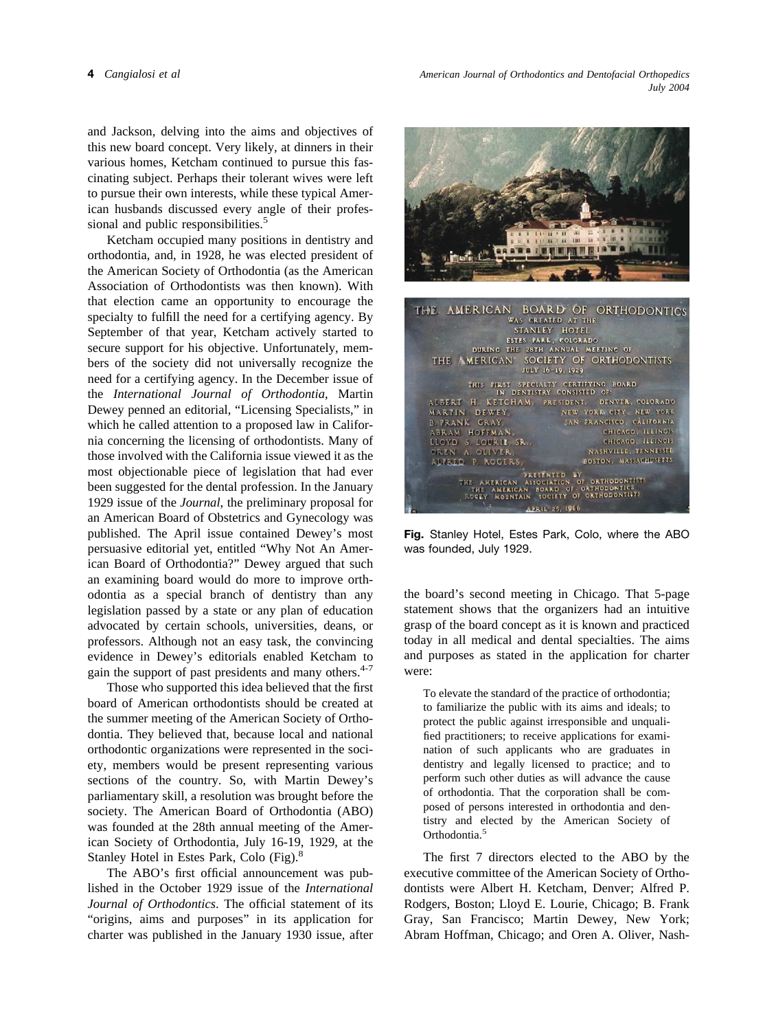and Jackson, delving into the aims and objectives of this new board concept. Very likely, at dinners in their various homes, Ketcham continued to pursue this fascinating subject. Perhaps their tolerant wives were left to pursue their own interests, while these typical American husbands discussed every angle of their professional and public responsibilities.[5]

Ketcham occupied many positions in dentistry and orthodontia, and, in 1928, he was elected president of the American Society of Orthodontia (as the American Association of Orthodontists was then known). With that election came an opportunity to encourage the specialty to fulfill the need for a certifying agency. By September of that year, Ketcham actively started to secure support for his objective. Unfortunately, members of the society did not universally recognize the need for a certifying agency. In the December issue of the *International Journal of Orthodontia*, Martin Dewey penned an editorial, "Licensing Specialists," in which he called attention to a proposed law in California concerning the licensing of orthodontists. Many of those involved with the California issue viewed it as the most objectionable piece of legislation that had ever been suggested for the dental profession. In the January 1929 issue of the *Journal*, the preliminary proposal for an American Board of Obstetrics and Gynecology was published. The April issue contained Dewey's most persuasive editorial yet, entitled "Why Not An American Board of Orthodontia?" Dewey argued that such an examining board would do more to improve orthodontia as a special branch of dentistry than any legislation passed by a state or any plan of education advocated by certain schools, universities, deans, or professors. Although not an easy task, the convincing evidence in Dewey's editorials enabled Ketcham to gain the support of past presidents and many others.[4-7]

Those who supported this idea believed that the first board of American orthodontists should be created at the summer meeting of the American Society of Orthodontia. They believed that, because local and national orthodontic organizations were represented in the society, members would be present representing various sections of the country. So, with Martin Dewey's parliamentary skill, a resolution was brought before the society. The American Board of Orthodontia (ABO) was founded at the 28th annual meeting of the American Society of Orthodontia, July 16-19, 1929, at the Stanley Hotel in Estes Park, Colo (Fig).[8]

The ABO's first official announcement was published in the October 1929 issue of the *International Journal of Orthodontics*. The official statement of its "origins, aims and purposes" in its application for charter was published in the January 1930 issue, after the board's second meeting in Chicago. That 5-page statement shows that the organizers had an intuitive grasp of the board concept as it is known and practiced today in all medical and dental specialties. The aims and purposes as stated in the application for charter were:

> To elevate the standard of the practice of orthodontia; to familiarize the public with its aims and ideals; to protect the public against irresponsible and unqualified practitioners; to receive applications for examination of such applicants who are graduates in dentistry and legally licensed to practice; and to perform such other duties as will advance the cause of orthodontia. That the corporation shall be composed of persons interested in orthodontia and dentistry and elected by the American Society of Orthodontia.[5]

**Fig.** Stanley Hotel, Estes Park, Colo, where the ABO was founded, July 1929.

The first 7 directors elected to the ABO by the executive committee of the American Society of Orthodontists were Albert H. Ketcham, Denver; Alfred P. Rodgers, Boston; Lloyd E. Lourie, Chicago; B. Frank Gray, San Francisco; Martin Dewey, New York; Abram Hoffman, Chicago; and Oren A. Oliver, Nash-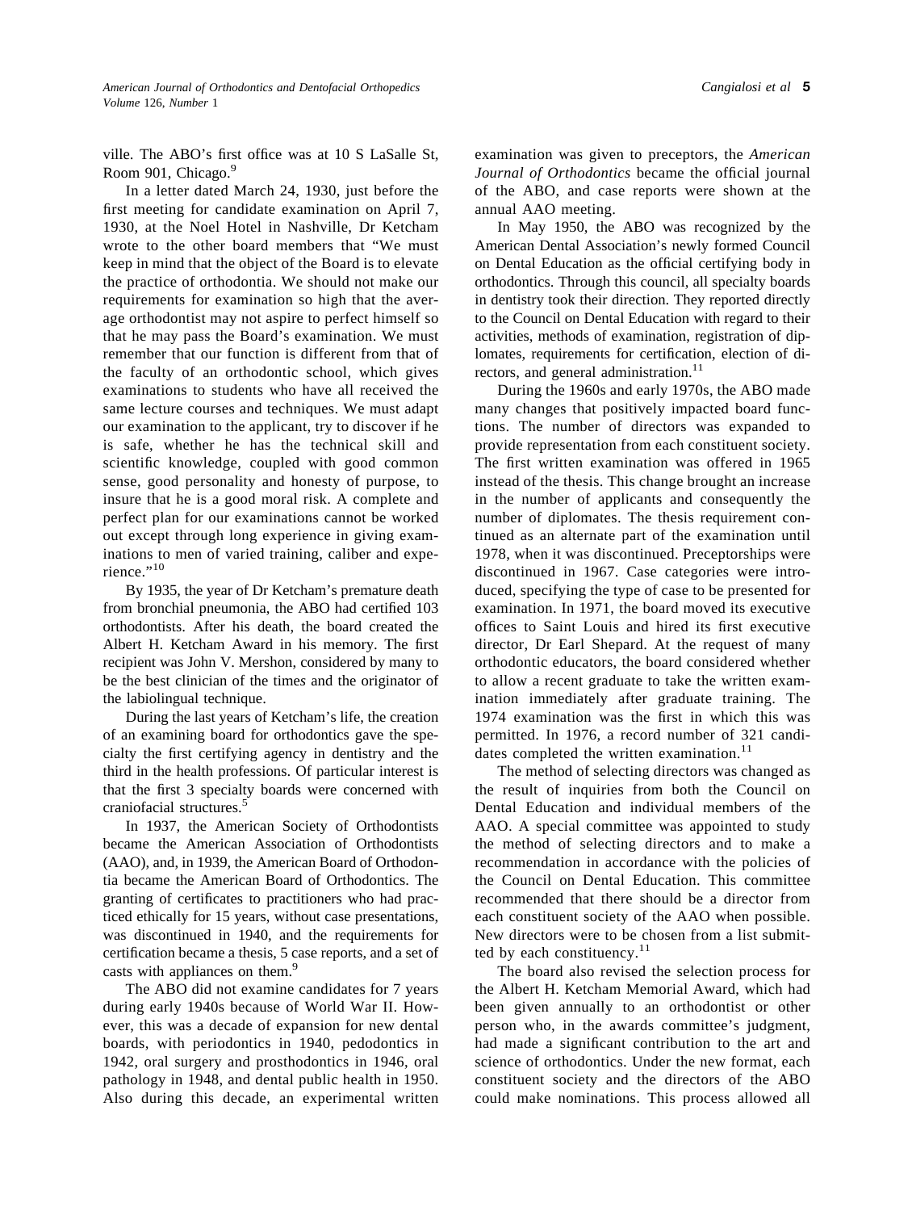ville. The ABO's first office was at 10 S LaSalle St, Room 901, Chicago.[9]

In a letter dated March 24, 1930, just before the first meeting for candidate examination on April 7, 1930, at the Noel Hotel in Nashville, Dr Ketcham wrote to the other board members that "We must keep in mind that the object of the Board is to elevate the practice of orthodontia. We should not make our requirements for examination so high that the average orthodontist may not aspire to perfect himself so that he may pass the Board's examination. We must remember that our function is different from that of the faculty of an orthodontic school, which gives examinations to students who have all received the same lecture courses and techniques. We must adapt our examination to the applicant, try to discover if he is safe, whether he has the technical skill and scientific knowledge, coupled with good common sense, good personality and honesty of purpose, to insure that he is a good moral risk. A complete and perfect plan for our examinations cannot be worked out except through long experience in giving examinations to men of varied training, caliber and experience."[10]

By 1935, the year of Dr Ketcham's premature death from bronchial pneumonia, the ABO had certified 103 orthodontists. After his death, the board created the Albert H. Ketcham Award in his memory. The first recipient was John V. Mershon, considered by many to be the best clinician of the times and the originator of the labiolingual technique.

During the last years of Ketcham's life, the creation of an examining board for orthodontics gave the specialty the first certifying agency in dentistry and the third in the health professions. Of particular interest is that the first 3 specialty boards were concerned with craniofacial structures.[5]

In 1937, the American Society of Orthodontists became the American Association of Orthodontists (AAO), and, in 1939, the American Board of Orthodontia became the American Board of Orthodontics. The granting of certificates to practitioners who had practiced ethically for 15 years, without case presentations, was discontinued in 1940, and the requirements for certification became a thesis, 5 case reports, and a set of casts with appliances on them.[9]

The ABO did not examine candidates for 7 years during early 1940s because of World War II. However, this was a decade of expansion for new dental boards, with periodontics in 1940, pedodontics in 1942, oral surgery and prosthodontics in 1946, oral pathology in 1948, and dental public health in 1950. Also during this decade, an experimental written examination was given to preceptors, the *American Journal of Orthodontics* became the official journal of the ABO, and case reports were shown at the annual AAO meeting.

In May 1950, the ABO was recognized by the American Dental Association's newly formed Council on Dental Education as the official certifying body in orthodontics. Through this council, all specialty boards in dentistry took their direction. They reported directly to the Council on Dental Education with regard to their activities, methods of examination, registration of diplomates, requirements for certification, election of directors, and general administration.[11]

During the 1960s and early 1970s, the ABO made many changes that positively impacted board functions. The number of directors was expanded to provide representation from each constituent society. The first written examination was offered in 1965 instead of the thesis. This change brought an increase in the number of applicants and consequently the number of diplomates. The thesis requirement continued as an alternate part of the examination until 1978, when it was discontinued. Preceptorships were discontinued in 1967. Case categories were introduced, specifying the type of case to be presented for examination. In 1971, the board moved its executive offices to Saint Louis and hired its first executive director, Dr Earl Shepard. At the request of many orthodontic educators, the board considered whether to allow a recent graduate to take the written examination immediately after graduate training. The 1974 examination was the first in which this was permitted. In 1976, a record number of 321 candidates completed the written examination.[11]

The method of selecting directors was changed as the result of inquiries from both the Council on Dental Education and individual members of the AAO. A special committee was appointed to study the method of selecting directors and to make a recommendation in accordance with the policies of the Council on Dental Education. This committee recommended that there should be a director from each constituent society of the AAO when possible. New directors were to be chosen from a list submitted by each constituency.[11]

The board also revised the selection process for the Albert H. Ketcham Memorial Award, which had been given annually to an orthodontist or other person who, in the awards committee's judgment, had made a significant contribution to the art and science of orthodontics. Under the new format, each constituent society and the directors of the ABO could make nominations. This process allowed all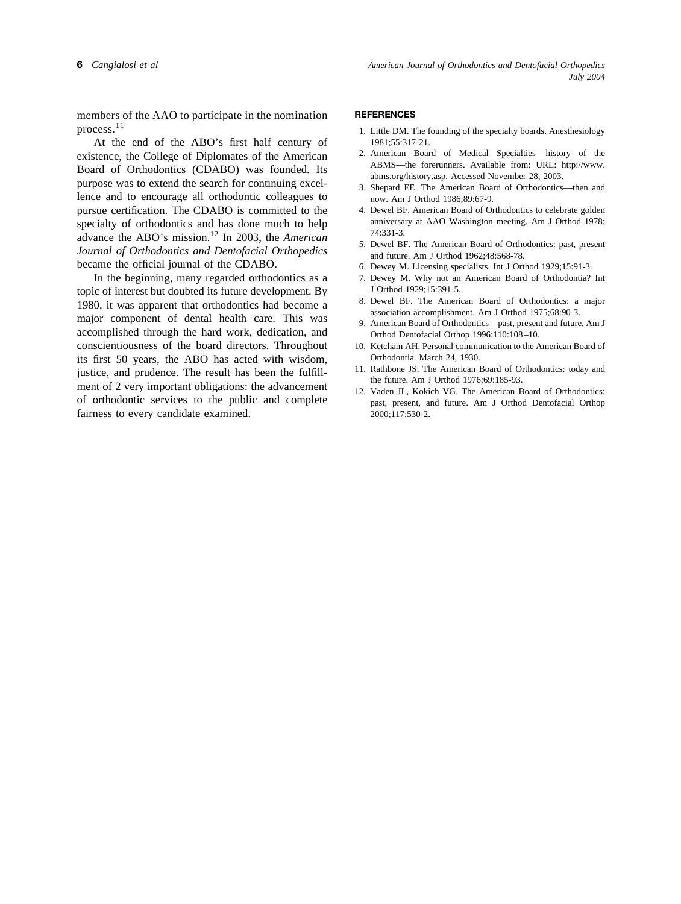members of the AAO to participate in the nomination process.[11]

At the end of the ABO's first half century of existence, the College of Diplomates of the American Board of Orthodontics (CDABO) was founded. Its purpose was to extend the search for continuing excellence and to encourage all orthodontic colleagues to pursue certification. The CDABO is committed to the specialty of orthodontics and has done much to help advance the ABO's mission.[12] In 2003, the *American Journal of Orthodontics and Dentofacial Orthopedics* became the official journal of the CDABO.

In the beginning, many regarded orthodontics as a topic of interest but doubted its future development. By 1980, it was apparent that orthodontics had become a major component of dental health care. This was accomplished through the hard work, dedication, and conscientiousness of the board directors. Throughout its first 50 years, the ABO has acted with wisdom, justice, and prudence. The result has been the fulfillment of 2 very important obligations: the advancement of orthodontic services to the public and complete fairness to every candidate examined.

## REFERENCES

1. Little DM. The founding of the specialty boards. Anesthesiology 1981;55:317-21.
2. American Board of Medical Specialties—history of the ABMS—the forerunners. Available from: URL: http://www.abms.org/history.asp. Accessed November 28, 2003.
3. Shepard EE. The American Board of Orthodontics—then and now. Am J Orthod 1986;89:67-9.
4. Dewel BF. American Board of Orthodontics to celebrate golden anniversary at AAO Washington meeting. Am J Orthod 1978; 74:331-3.
5. Dewel BF. The American Board of Orthodontics: past, present and future. Am J Orthod 1962;48:568-78.
6. Dewey M. Licensing specialists. Int J Orthod 1929;15:91-3.
7. Dewey M. Why not an American Board of Orthodontia? Int J Orthod 1929;15:391-5.
8. Dewel BF. The American Board of Orthodontics: a major association accomplishment. Am J Orthod 1975;68:90-3.
9. American Board of Orthodontics—past, present and future. Am J Orthod Dentofacial Orthop 1996:110:108–10.
10. Ketcham AH. Personal communication to the American Board of Orthodontia. March 24, 1930.
11. Rathbone JS. The American Board of Orthodontics: today and the future. Am J Orthod 1976;69:185-93.
12. Vaden JL, Kokich VG. The American Board of Orthodontics: past, present, and future. Am J Orthod Dentofacial Orthop 2000;117:530-2.